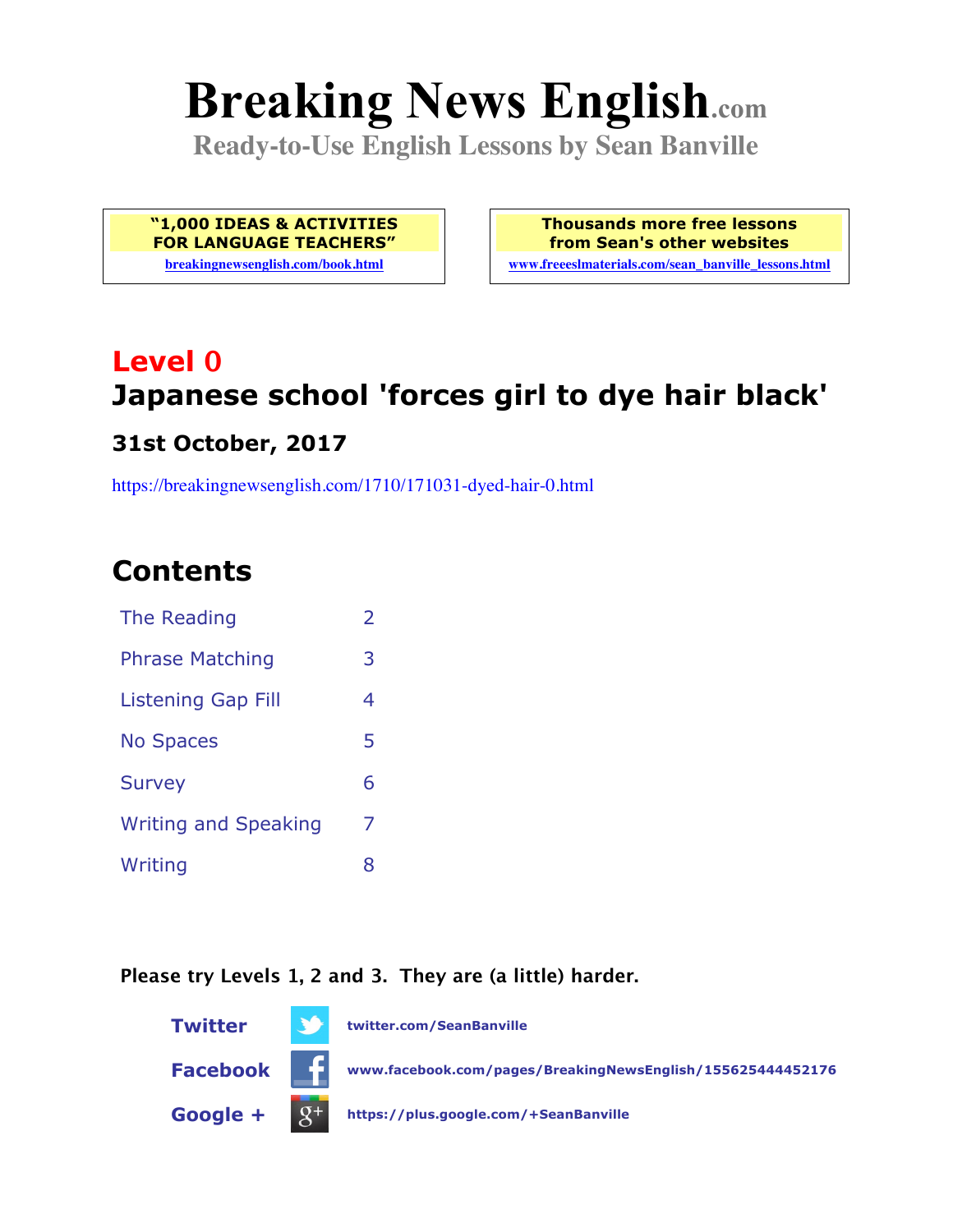# Breaking News English.com

**Ready-to-Use English Lessons by Sean Banville**

**"1,000 IDEAS & ACTIVITIES FOR LANGUAGE TEACHERS"**
breakingnewsenglish.com/book.html

**Thousands more free lessons from Sean's other websites**
www.freeeslmaterials.com/sean_banville_lessons.html

## Level 0

## Japanese school 'forces girl to dye hair black'

### 31st October, 2017

https://breakingnewsenglish.com/1710/171031-dyed-hair-0.html

## Contents

| | |
|---|---|
| The Reading | 2 |
| Phrase Matching | 3 |
| Listening Gap Fill | 4 |
| No Spaces | 5 |
| Survey | 6 |
| Writing and Speaking | 7 |
| Writing | 8 |

**Please try Levels 1, 2 and 3. They are (a little) harder.**

**Twitter** twitter.com/SeanBanville

**Facebook** www.facebook.com/pages/BreakingNewsEnglish/155625444452176

**Google +** https://plus.google.com/+SeanBanville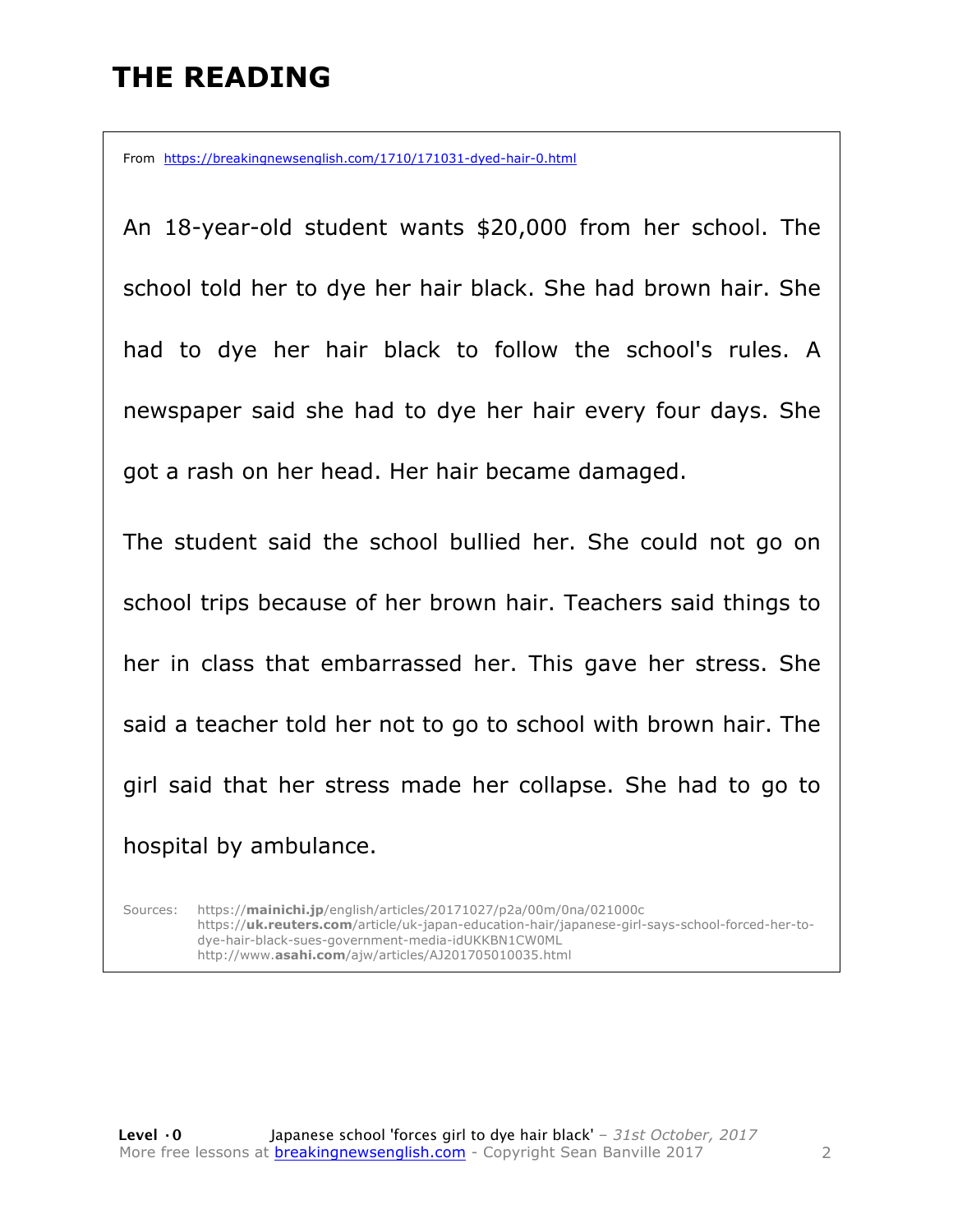# THE READING

From https://breakingnewsenglish.com/1710/171031-dyed-hair-0.html

An 18-year-old student wants $20,000 from her school. The school told her to dye her hair black. She had brown hair. She had to dye her hair black to follow the school's rules. A newspaper said she had to dye her hair every four days. She got a rash on her head. Her hair became damaged.

The student said the school bullied her. She could not go on school trips because of her brown hair. Teachers said things to her in class that embarrassed her. This gave her stress. She said a teacher told her not to go to school with brown hair. The girl said that her stress made her collapse. She had to go to hospital by ambulance.

Sources: https://**mainichi.jp**/english/articles/20171027/p2a/00m/0na/021000c
https://**uk.reuters.com**/article/uk-japan-education-hair/japanese-girl-says-school-forced-her-to-dye-hair-black-sues-government-media-idUKKBN1CW0ML
http://www.**asahi.com**/ajw/articles/AJ201705010035.html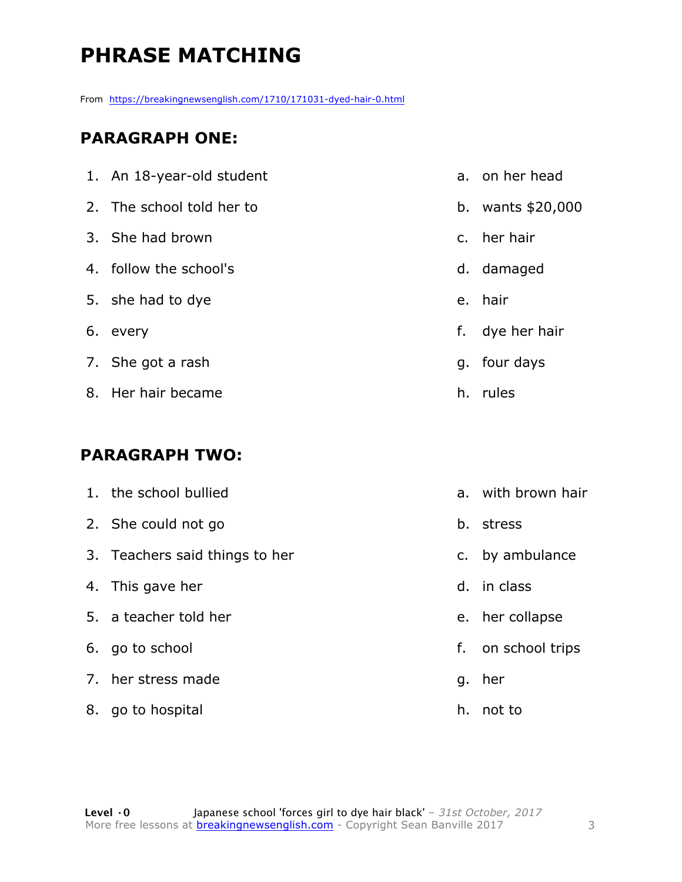# PHRASE MATCHING

From https://breakingnewsenglish.com/1710/171031-dyed-hair-0.html

## PARAGRAPH ONE:

| | |
|---|---|
| 1. An 18-year-old student | a. on her head |
| 2. The school told her to | b. wants $20,000 |
| 3. She had brown | c. her hair |
| 4. follow the school's | d. damaged |
| 5. she had to dye | e. hair |
| 6. every | f. dye her hair |
| 7. She got a rash | g. four days |
| 8. Her hair became | h. rules |

## PARAGRAPH TWO:

| | |
|---|---|
| 1. the school bullied | a. with brown hair |
| 2. She could not go | b. stress |
| 3. Teachers said things to her | c. by ambulance |
| 4. This gave her | d. in class |
| 5. a teacher told her | e. her collapse |
| 6. go to school | f. on school trips |
| 7. her stress made | g. her |
| 8. go to hospital | h. not to |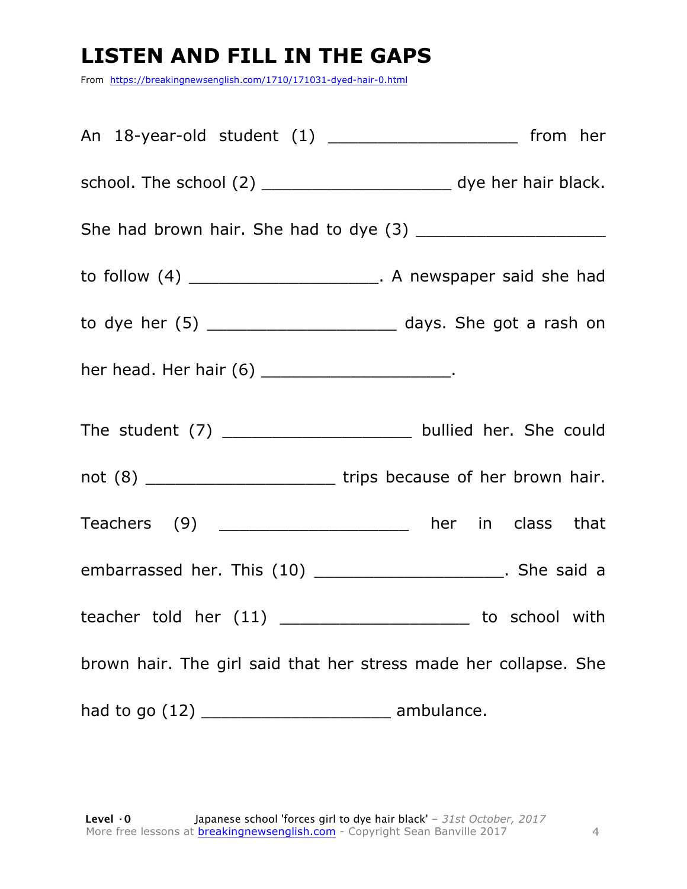# LISTEN AND FILL IN THE GAPS

From https://breakingnewsenglish.com/1710/171031-dyed-hair-0.html

An 18-year-old student (1) ___________________ from her school. The school (2) ___________________ dye her hair black. She had brown hair. She had to dye (3) ___________________ to follow (4) ___________________. A newspaper said she had to dye her (5) ___________________ days. She got a rash on her head. Her hair (6) ___________________.

The student (7) ___________________ bullied her. She could not (8) ___________________ trips because of her brown hair. Teachers (9) ___________________ her in class that embarrassed her. This (10) ___________________. She said a teacher told her (11) ___________________ to school with brown hair. The girl said that her stress made her collapse. She had to go (12) ___________________ ambulance.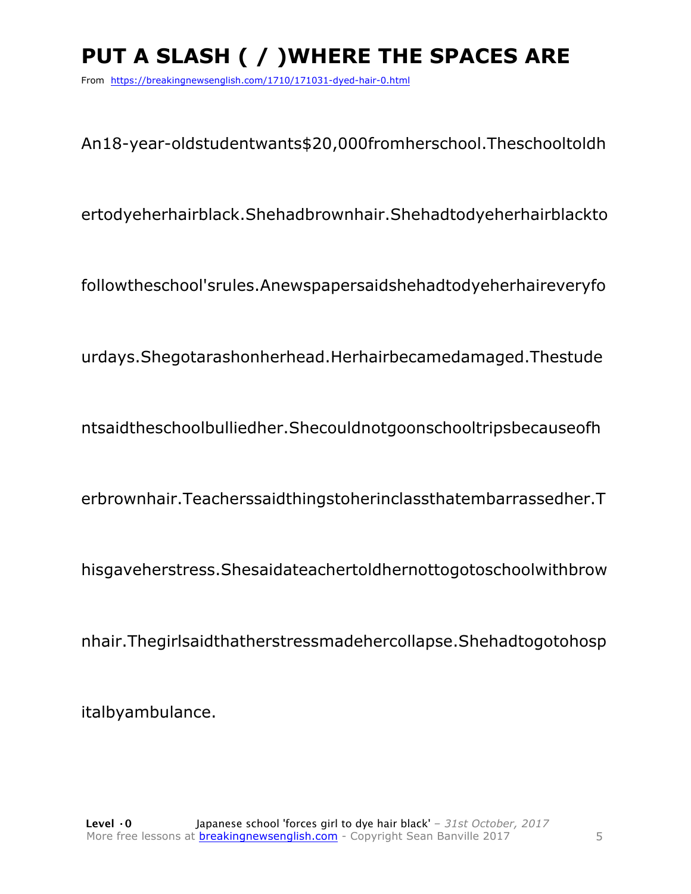# PUT A SLASH ( / )WHERE THE SPACES ARE

From https://breakingnewsenglish.com/1710/171031-dyed-hair-0.html

An18-year-oldstudentwants$20,000fromherschool.Theschooltoldh

ertodyeherhairblack.Shehadbrownhair.Shehadtodyeherhairblackto

followtheschool'srules.Anewspapersaidshehadtodyeherhaireveryfo

urdays.Shegotarashonherhead.Herhairbecamedamaged.Thestude

ntsaidtheschoolbulliedher.Shecouldnotgoonschooltripsbecauseofh

erbrownhair.Teacherssaidthingstoherinclassthatembarrassedher.T

hisgaveherstress.Shesaidateachertoldhernottogotoschoolwithbrow

nhair.Thegirlsaidthatherstressmadehercollapse.Shehadtogotohosp

italbyambulance.

**Level · 0** Japanese school 'forces girl to dye hair black' – *31st October, 2017*
More free lessons at breakingnewsenglish.com - Copyright Sean Banville 2017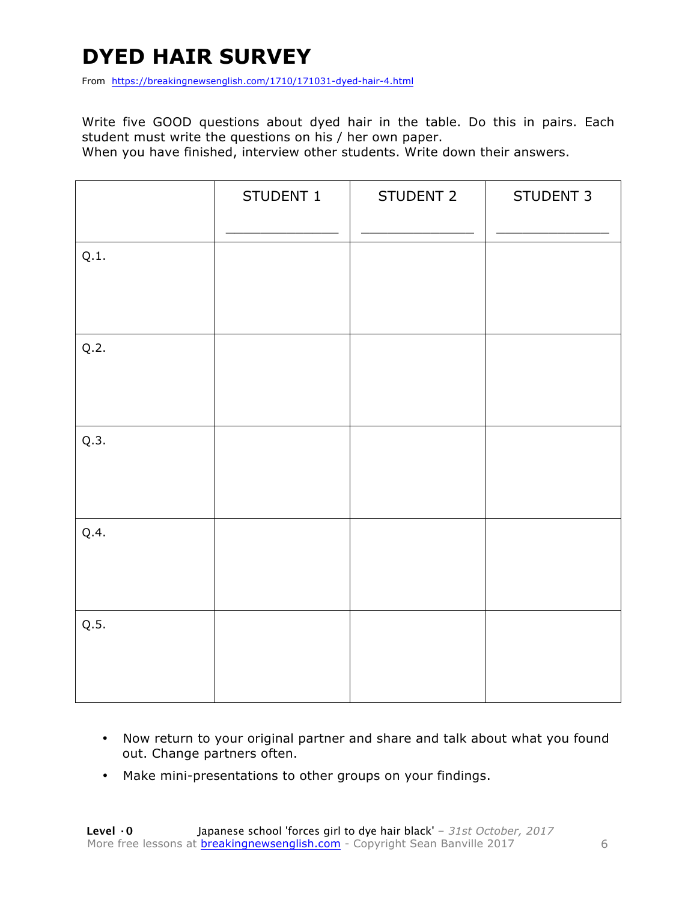# DYED HAIR SURVEY

From https://breakingnewsenglish.com/1710/171031-dyed-hair-4.html

Write five GOOD questions about dyed hair in the table. Do this in pairs. Each student must write the questions on his / her own paper.
When you have finished, interview other students. Write down their answers.

| | STUDENT 1<br>_______________ | STUDENT 2<br>_______________ | STUDENT 3<br>_______________ |
|---|---|---|---|
| Q.1. | | | |
| Q.2. | | | |
| Q.3. | | | |
| Q.4. | | | |
| Q.5. | | | |

- Now return to your original partner and share and talk about what you found out. Change partners often.
- Make mini-presentations to other groups on your findings.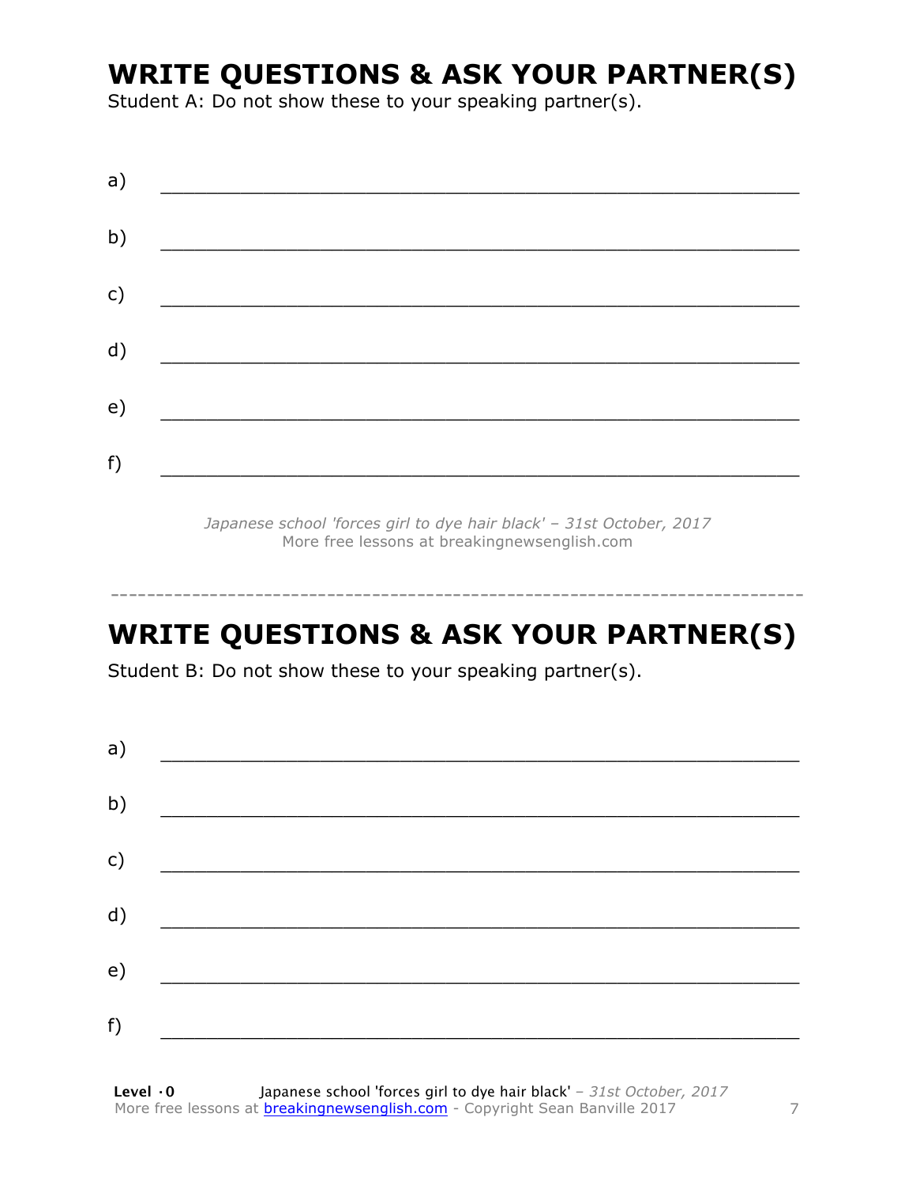# WRITE QUESTIONS & ASK YOUR PARTNER(S)

Student A: Do not show these to your speaking partner(s).

a) ___________________________________________________________

b) ___________________________________________________________

c) ___________________________________________________________

d) ___________________________________________________________

e) ___________________________________________________________

f) ___________________________________________________________

*Japanese school 'forces girl to dye hair black' – 31st October, 2017*
More free lessons at breakingnewsenglish.com

---

# WRITE QUESTIONS & ASK YOUR PARTNER(S)

Student B: Do not show these to your speaking partner(s).

a) ___________________________________________________________

b) ___________________________________________________________

c) ___________________________________________________________

d) ___________________________________________________________

e) ___________________________________________________________

f) ___________________________________________________________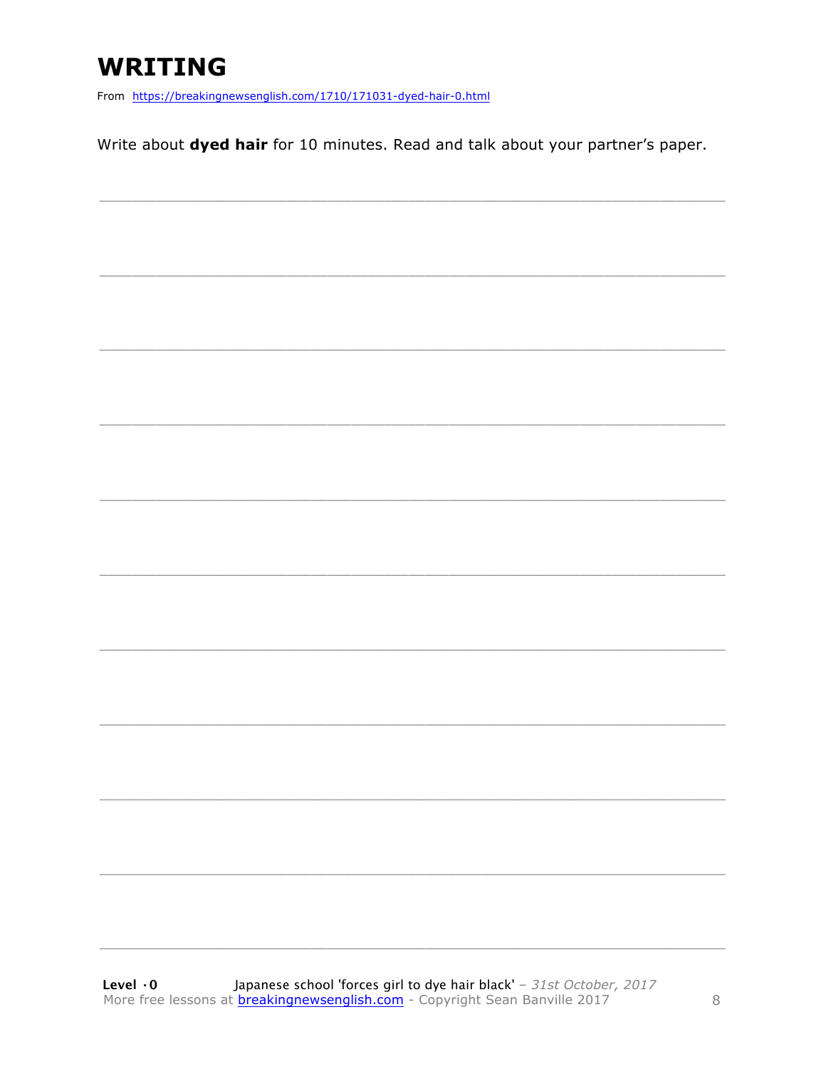# WRITING

From https://breakingnewsenglish.com/1710/171031-dyed-hair-0.html

Write about **dyed hair** for 10 minutes. Read and talk about your partner's paper.

___________________________________________________________________________

___________________________________________________________________________

___________________________________________________________________________

___________________________________________________________________________

___________________________________________________________________________

___________________________________________________________________________

___________________________________________________________________________

___________________________________________________________________________

___________________________________________________________________________

___________________________________________________________________________

___________________________________________________________________________